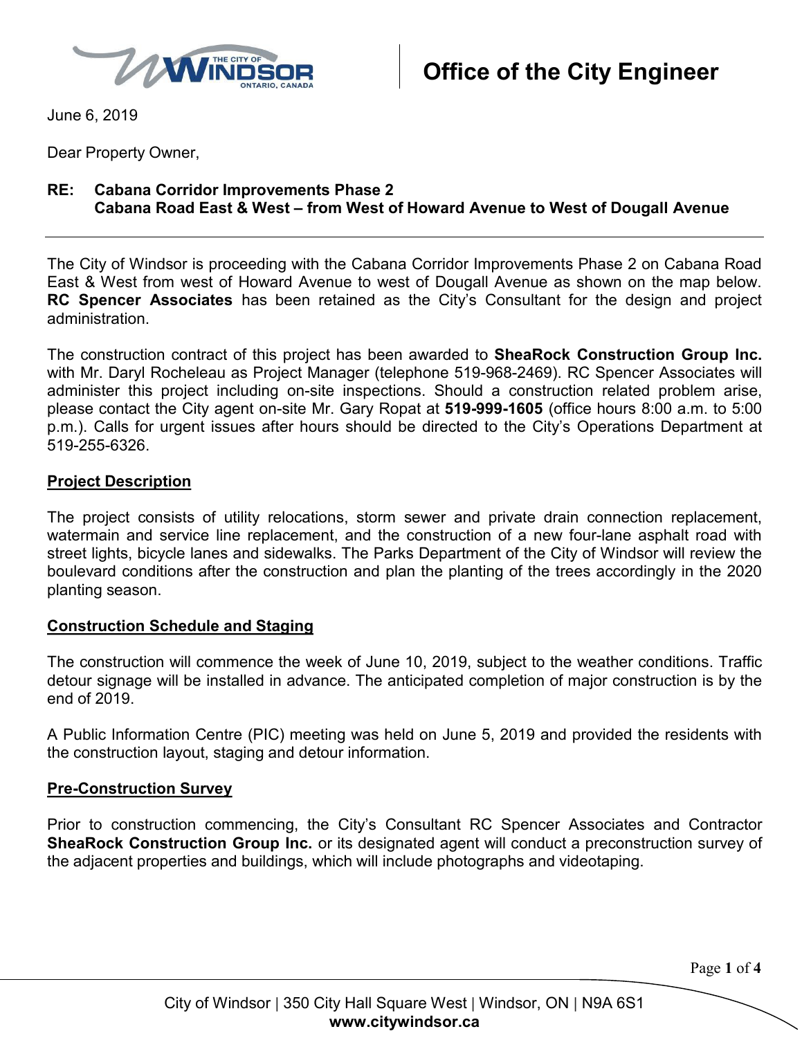# Office of the City Engineer

June 6, 2019

Dear Property Owner,

**RE: Cabana Corridor Improvements Phase 2**
**Cabana Road East & West – from West of Howard Avenue to West of Dougall Avenue**

---

The City of Windsor is proceeding with the Cabana Corridor Improvements Phase 2 on Cabana Road East & West from west of Howard Avenue to west of Dougall Avenue as shown on the map below. **RC Spencer Associates** has been retained as the City's Consultant for the design and project administration.

The construction contract of this project has been awarded to **SheaRock Construction Group Inc.** with Mr. Daryl Rocheleau as Project Manager (telephone 519-968-2469). RC Spencer Associates will administer this project including on-site inspections. Should a construction related problem arise, please contact the City agent on-site Mr. Gary Ropat at **519-999-1605** (office hours 8:00 a.m. to 5:00 p.m.). Calls for urgent issues after hours should be directed to the City's Operations Department at 519-255-6326.

## Project Description

The project consists of utility relocations, storm sewer and private drain connection replacement, watermain and service line replacement, and the construction of a new four-lane asphalt road with street lights, bicycle lanes and sidewalks. The Parks Department of the City of Windsor will review the boulevard conditions after the construction and plan the planting of the trees accordingly in the 2020 planting season.

## Construction Schedule and Staging

The construction will commence the week of June 10, 2019, subject to the weather conditions. Traffic detour signage will be installed in advance. The anticipated completion of major construction is by the end of 2019.

A Public Information Centre (PIC) meeting was held on June 5, 2019 and provided the residents with the construction layout, staging and detour information.

## Pre-Construction Survey

Prior to construction commencing, the City's Consultant RC Spencer Associates and Contractor **SheaRock Construction Group Inc.** or its designated agent will conduct a preconstruction survey of the adjacent properties and buildings, which will include photographs and videotaping.

City of Windsor | 350 City Hall Square West | Windsor, ON | N9A 6S1
**www.citywindsor.ca**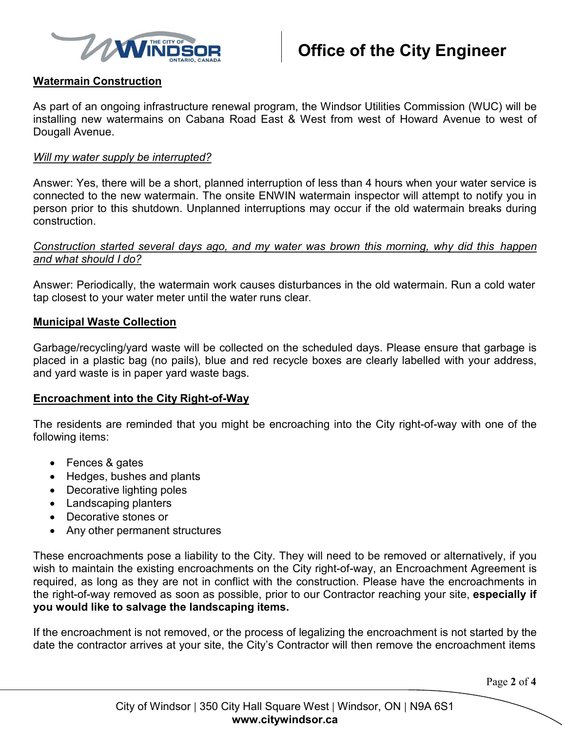**Watermain Construction**

As part of an ongoing infrastructure renewal program, the Windsor Utilities Commission (WUC) will be installing new watermains on Cabana Road East & West from west of Howard Avenue to west of Dougall Avenue.

*Will my water supply be interrupted?*

Answer: Yes, there will be a short, planned interruption of less than 4 hours when your water service is connected to the new watermain. The onsite ENWIN watermain inspector will attempt to notify you in person prior to this shutdown. Unplanned interruptions may occur if the old watermain breaks during construction.

*Construction started several days ago, and my water was brown this morning, why did this happen and what should I do?*

Answer: Periodically, the watermain work causes disturbances in the old watermain. Run a cold water tap closest to your water meter until the water runs clear.

**Municipal Waste Collection**

Garbage/recycling/yard waste will be collected on the scheduled days. Please ensure that garbage is placed in a plastic bag (no pails), blue and red recycle boxes are clearly labelled with your address, and yard waste is in paper yard waste bags.

**Encroachment into the City Right-of-Way**

The residents are reminded that you might be encroaching into the City right-of-way with one of the following items:

- Fences & gates
- Hedges, bushes and plants
- Decorative lighting poles
- Landscaping planters
- Decorative stones or
- Any other permanent structures

These encroachments pose a liability to the City. They will need to be removed or alternatively, if you wish to maintain the existing encroachments on the City right-of-way, an Encroachment Agreement is required, as long as they are not in conflict with the construction. Please have the encroachments in the right-of-way removed as soon as possible, prior to our Contractor reaching your site, **especially if you would like to salvage the landscaping items.**

If the encroachment is not removed, or the process of legalizing the encroachment is not started by the date the contractor arrives at your site, the City's Contractor will then remove the encroachment items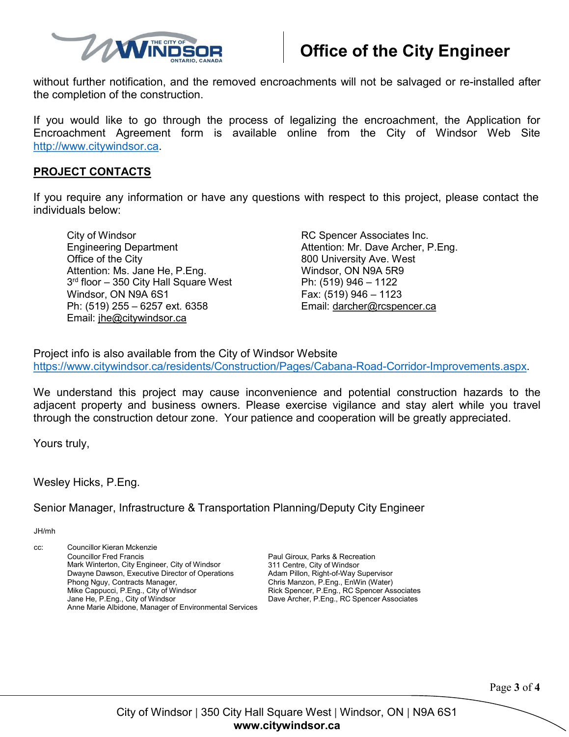without further notification, and the removed encroachments will not be salvaged or re-installed after the completion of the construction.

If you would like to go through the process of legalizing the encroachment, the Application for Encroachment Agreement form is available online from the City of Windsor Web Site http://www.citywindsor.ca.

**PROJECT CONTACTS**

If you require any information or have any questions with respect to this project, please contact the individuals below:

City of Windsor
Engineering Department
Office of the City
Attention: Ms. Jane He, P.Eng.
3rd floor – 350 City Hall Square West
Windsor, ON N9A 6S1
Ph: (519) 255 – 6257 ext. 6358
Email: jhe@citywindsor.ca

RC Spencer Associates Inc.
Attention: Mr. Dave Archer, P.Eng.
800 University Ave. West
Windsor, ON N9A 5R9
Ph: (519) 946 – 1122
Fax: (519) 946 – 1123
Email: darcher@rcspencer.ca

Project info is also available from the City of Windsor Website https://www.citywindsor.ca/residents/Construction/Pages/Cabana-Road-Corridor-Improvements.aspx.

We understand this project may cause inconvenience and potential construction hazards to the adjacent property and business owners. Please exercise vigilance and stay alert while you travel through the construction detour zone. Your patience and cooperation will be greatly appreciated.

Yours truly,

Wesley Hicks, P.Eng.

Senior Manager, Infrastructure & Transportation Planning/Deputy City Engineer

JH/mh

cc:
Councillor Kieran Mckenzie
Councillor Fred Francis
Mark Winterton, City Engineer, City of Windsor
Dwayne Dawson, Executive Director of Operations
Phong Nguy, Contracts Manager,
Mike Cappucci, P.Eng., City of Windsor
Jane He, P.Eng., City of Windsor
Anne Marie Albidone, Manager of Environmental Services
Paul Giroux, Parks & Recreation
311 Centre, City of Windsor
Adam Pillon, Right-of-Way Supervisor
Chris Manzon, P.Eng., EnWin (Water)
Rick Spencer, P.Eng., RC Spencer Associates
Dave Archer, P.Eng., RC Spencer Associates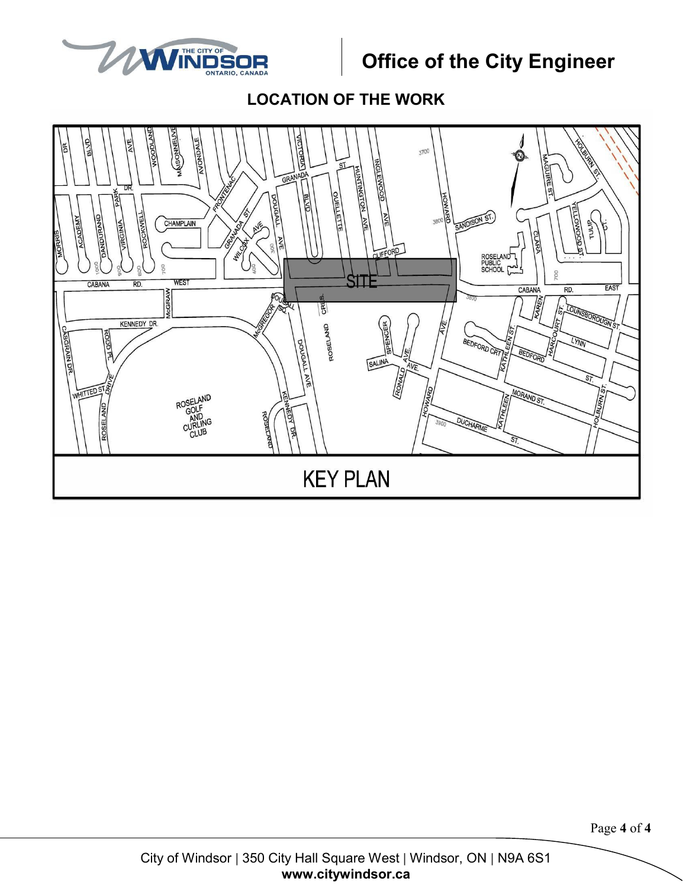# Office of the City Engineer

## LOCATION OF THE WORK

KEY PLAN

SITE